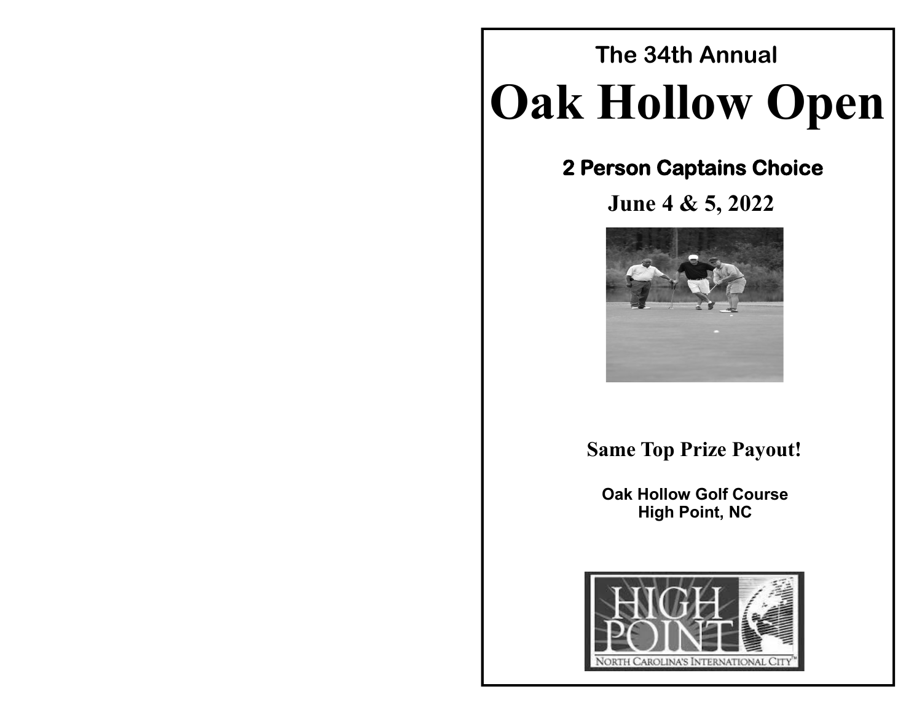The 34th Annual

# Oak Hollow Open

## 2 Person Captains Choice

**June 4 & 5, 2022**

**Same Top Prize Payout!**

**Oak Hollow Golf Course**
**High Point, NC**

HIGH POINT
NORTH CAROLINA'S INTERNATIONAL CITY™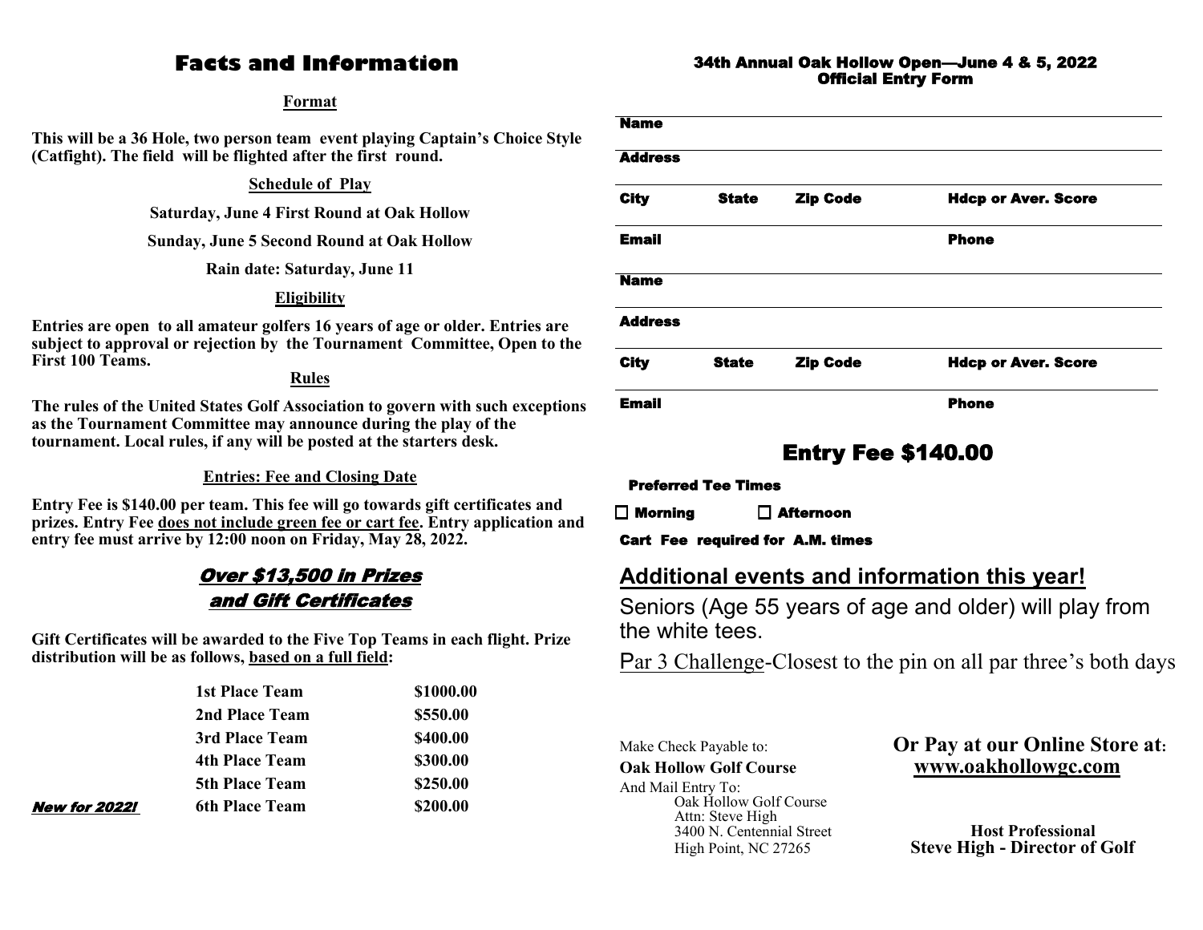# Facts and Information

**Format**

**This will be a 36 Hole, two person team event playing Captain's Choice Style (Catfight). The field will be flighted after the first round.**

**Schedule of Play**

**Saturday, June 4 First Round at Oak Hollow**

**Sunday, June 5 Second Round at Oak Hollow**

**Rain date: Saturday, June 11**

**Eligibility**

**Entries are open to all amateur golfers 16 years of age or older. Entries are subject to approval or rejection by the Tournament Committee, Open to the First 100 Teams.**

**Rules**

**The rules of the United States Golf Association to govern with such exceptions as the Tournament Committee may announce during the play of the tournament. Local rules, if any will be posted at the starters desk.**

**Entries: Fee and Closing Date**

**Entry Fee is $140.00 per team. This fee will go towards gift certificates and prizes. Entry Fee does not include green fee or cart fee. Entry application and entry fee must arrive by 12:00 noon on Friday, May 28, 2022.**

## *Over $13,500 in Prizes and Gift Certificates*

**Gift Certificates will be awarded to the Five Top Teams in each flight. Prize distribution will be as follows, based on a full field:**

| | | |
|---|---|---|
| | **1st Place Team** | **$1000.00** |
| | **2nd Place Team** | **$550.00** |
| | **3rd Place Team** | **$400.00** |
| | **4th Place Team** | **$300.00** |
| | **5th Place Team** | **$250.00** |
| ***New for 2022!*** | **6th Place Team** | **$200.00** |

## 34th Annual Oak Hollow Open—June 4 & 5, 2022
## Official Entry Form

**Name**

**Address**

**City** **State** **Zip Code** **Hdcp or Aver. Score**

**Email** **Phone**

**Name**

**Address**

**City** **State** **Zip Code** **Hdcp or Aver. Score**

**Email** **Phone**

## Entry Fee $140.00

**Preferred Tee Times**

☐ **Morning** ☐ **Afternoon**

**Cart Fee required for A.M. times**

## Additional events and information this year!

Seniors (Age 55 years of age and older) will play from the white tees.

Par 3 Challenge-Closest to the pin on all par three's both days

Make Check Payable to:
**Oak Hollow Golf Course**
And Mail Entry To:
Oak Hollow Golf Course
Attn: Steve High
3400 N. Centennial Street
High Point, NC 27265

**Or Pay at our Online Store at: www.oakhollowgc.com**

**Host Professional**
**Steve High - Director of Golf**